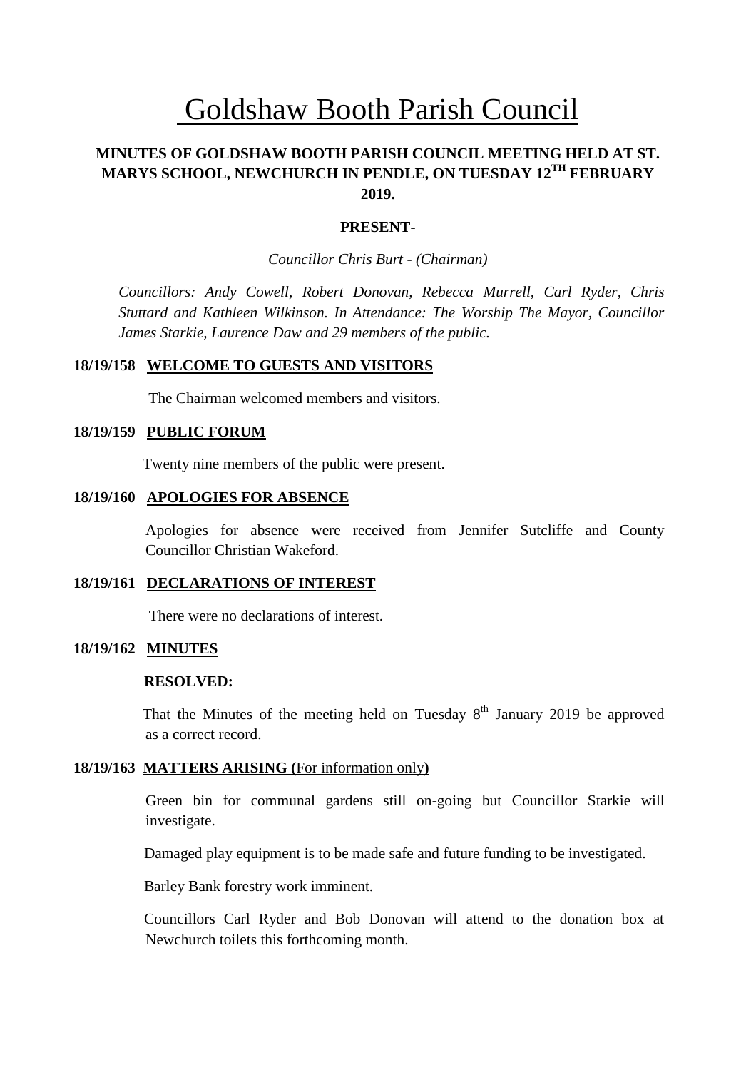# Goldshaw Booth Parish Council

**MINUTES OF GOLDSHAW BOOTH PARISH COUNCIL MEETING HELD AT ST. MARYS SCHOOL, NEWCHURCH IN PENDLE, ON TUESDAY 12TH FEBRUARY 2019.**

**PRESENT-**

*Councillor Chris Burt - (Chairman)*

*Councillors: Andy Cowell, Robert Donovan, Rebecca Murrell, Carl Ryder, Chris Stuttard and Kathleen Wilkinson. In Attendance: The Worship The Mayor, Councillor James Starkie, Laurence Daw and 29 members of the public.*

**18/19/158 WELCOME TO GUESTS AND VISITORS**

The Chairman welcomed members and visitors.

**18/19/159 PUBLIC FORUM**

Twenty nine members of the public were present.

**18/19/160 APOLOGIES FOR ABSENCE**

Apologies for absence were received from Jennifer Sutcliffe and County Councillor Christian Wakeford.

**18/19/161 DECLARATIONS OF INTEREST**

There were no declarations of interest.

**18/19/162 MINUTES**

**RESOLVED:**

That the Minutes of the meeting held on Tuesday 8th January 2019 be approved as a correct record.

**18/19/163 MATTERS ARISING (**For information only**)**

Green bin for communal gardens still on-going but Councillor Starkie will investigate.

Damaged play equipment is to be made safe and future funding to be investigated.

Barley Bank forestry work imminent.

Councillors Carl Ryder and Bob Donovan will attend to the donation box at Newchurch toilets this forthcoming month.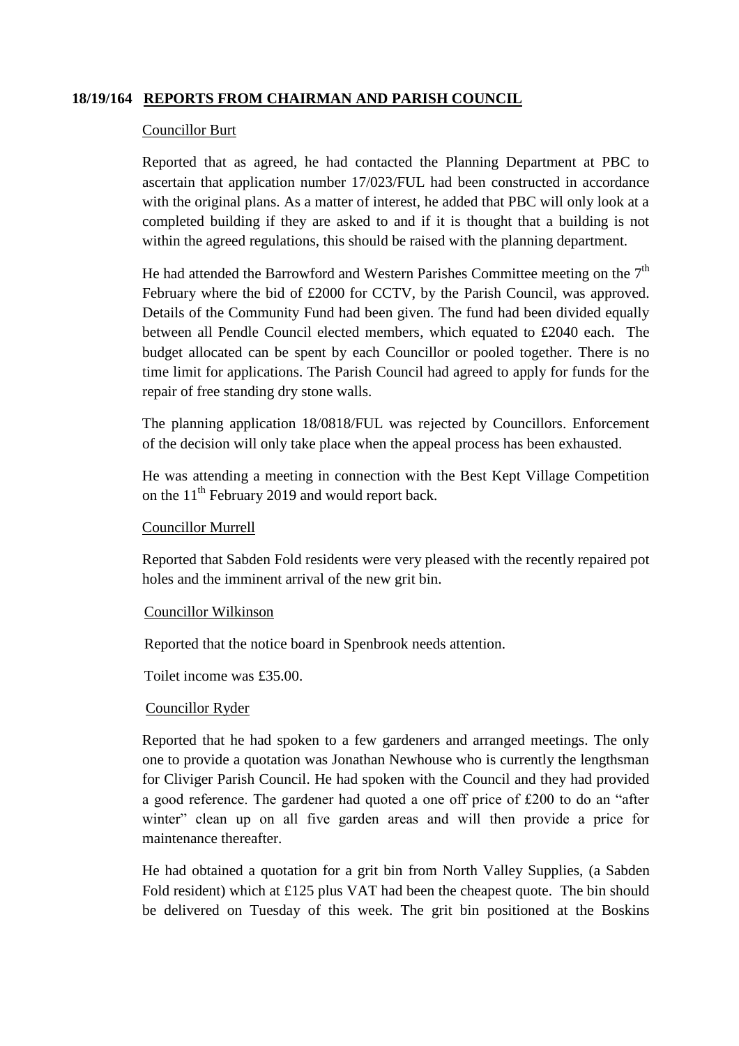**18/19/164 REPORTS FROM CHAIRMAN AND PARISH COUNCIL**

Councillor Burt

Reported that as agreed, he had contacted the Planning Department at PBC to ascertain that application number 17/023/FUL had been constructed in accordance with the original plans. As a matter of interest, he added that PBC will only look at a completed building if they are asked to and if it is thought that a building is not within the agreed regulations, this should be raised with the planning department.

He had attended the Barrowford and Western Parishes Committee meeting on the 7th February where the bid of £2000 for CCTV, by the Parish Council, was approved. Details of the Community Fund had been given. The fund had been divided equally between all Pendle Council elected members, which equated to £2040 each. The budget allocated can be spent by each Councillor or pooled together. There is no time limit for applications. The Parish Council had agreed to apply for funds for the repair of free standing dry stone walls.

The planning application 18/0818/FUL was rejected by Councillors. Enforcement of the decision will only take place when the appeal process has been exhausted.

He was attending a meeting in connection with the Best Kept Village Competition on the 11th February 2019 and would report back.

Councillor Murrell

Reported that Sabden Fold residents were very pleased with the recently repaired pot holes and the imminent arrival of the new grit bin.

Councillor Wilkinson

Reported that the notice board in Spenbrook needs attention.

Toilet income was £35.00.

Councillor Ryder

Reported that he had spoken to a few gardeners and arranged meetings. The only one to provide a quotation was Jonathan Newhouse who is currently the lengthsman for Cliviger Parish Council. He had spoken with the Council and they had provided a good reference. The gardener had quoted a one off price of £200 to do an "after winter" clean up on all five garden areas and will then provide a price for maintenance thereafter.

He had obtained a quotation for a grit bin from North Valley Supplies, (a Sabden Fold resident) which at £125 plus VAT had been the cheapest quote. The bin should be delivered on Tuesday of this week. The grit bin positioned at the Boskins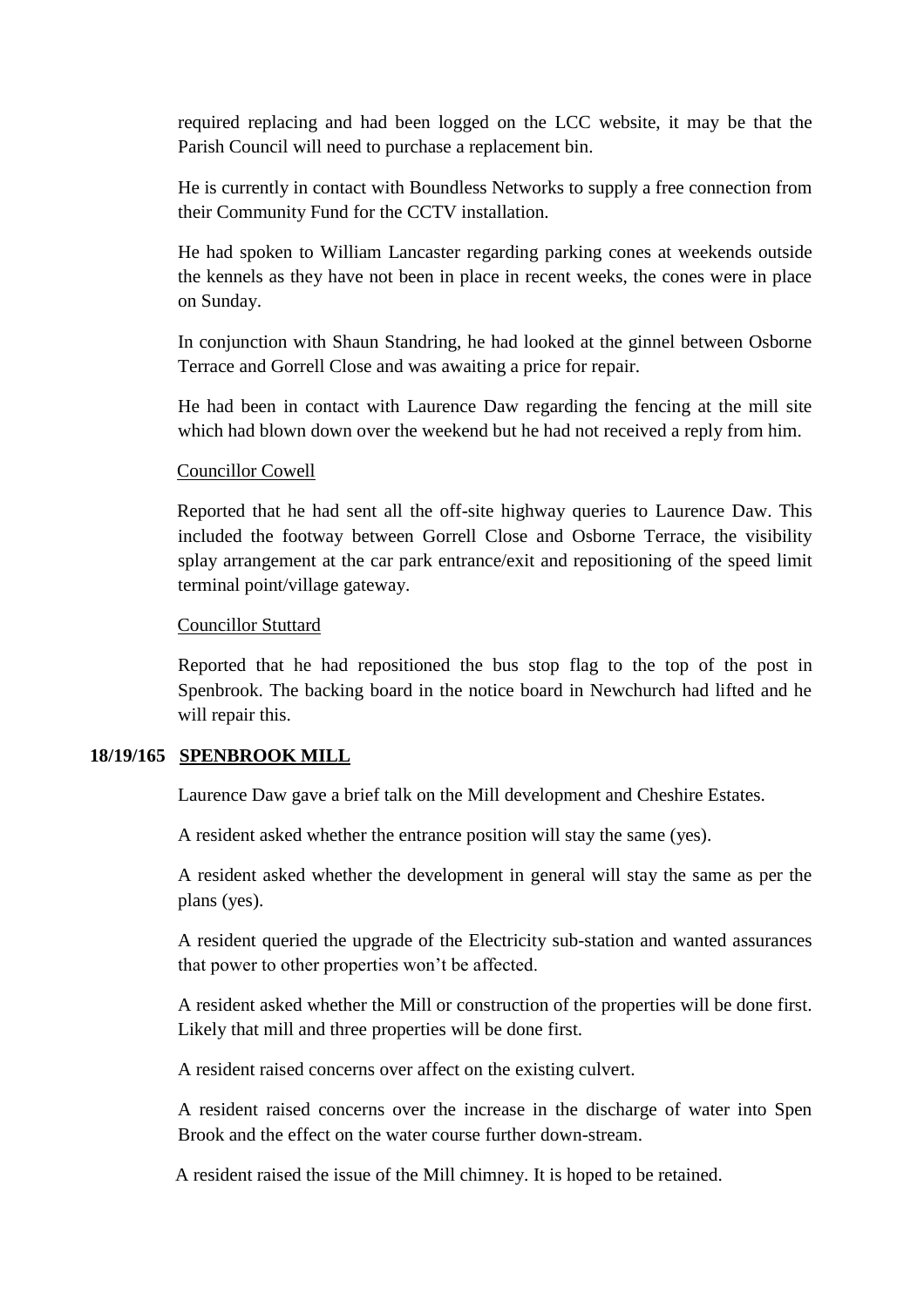required replacing and had been logged on the LCC website, it may be that the Parish Council will need to purchase a replacement bin.

He is currently in contact with Boundless Networks to supply a free connection from their Community Fund for the CCTV installation.

He had spoken to William Lancaster regarding parking cones at weekends outside the kennels as they have not been in place in recent weeks, the cones were in place on Sunday.

In conjunction with Shaun Standring, he had looked at the ginnel between Osborne Terrace and Gorrell Close and was awaiting a price for repair.

He had been in contact with Laurence Daw regarding the fencing at the mill site which had blown down over the weekend but he had not received a reply from him.

Councillor Cowell

Reported that he had sent all the off-site highway queries to Laurence Daw. This included the footway between Gorrell Close and Osborne Terrace, the visibility splay arrangement at the car park entrance/exit and repositioning of the speed limit terminal point/village gateway.

Councillor Stuttard

Reported that he had repositioned the bus stop flag to the top of the post in Spenbrook. The backing board in the notice board in Newchurch had lifted and he will repair this.

**18/19/165 SPENBROOK MILL**

Laurence Daw gave a brief talk on the Mill development and Cheshire Estates.

A resident asked whether the entrance position will stay the same (yes).

A resident asked whether the development in general will stay the same as per the plans (yes).

A resident queried the upgrade of the Electricity sub-station and wanted assurances that power to other properties won't be affected.

A resident asked whether the Mill or construction of the properties will be done first. Likely that mill and three properties will be done first.

A resident raised concerns over affect on the existing culvert.

A resident raised concerns over the increase in the discharge of water into Spen Brook and the effect on the water course further down-stream.

A resident raised the issue of the Mill chimney. It is hoped to be retained.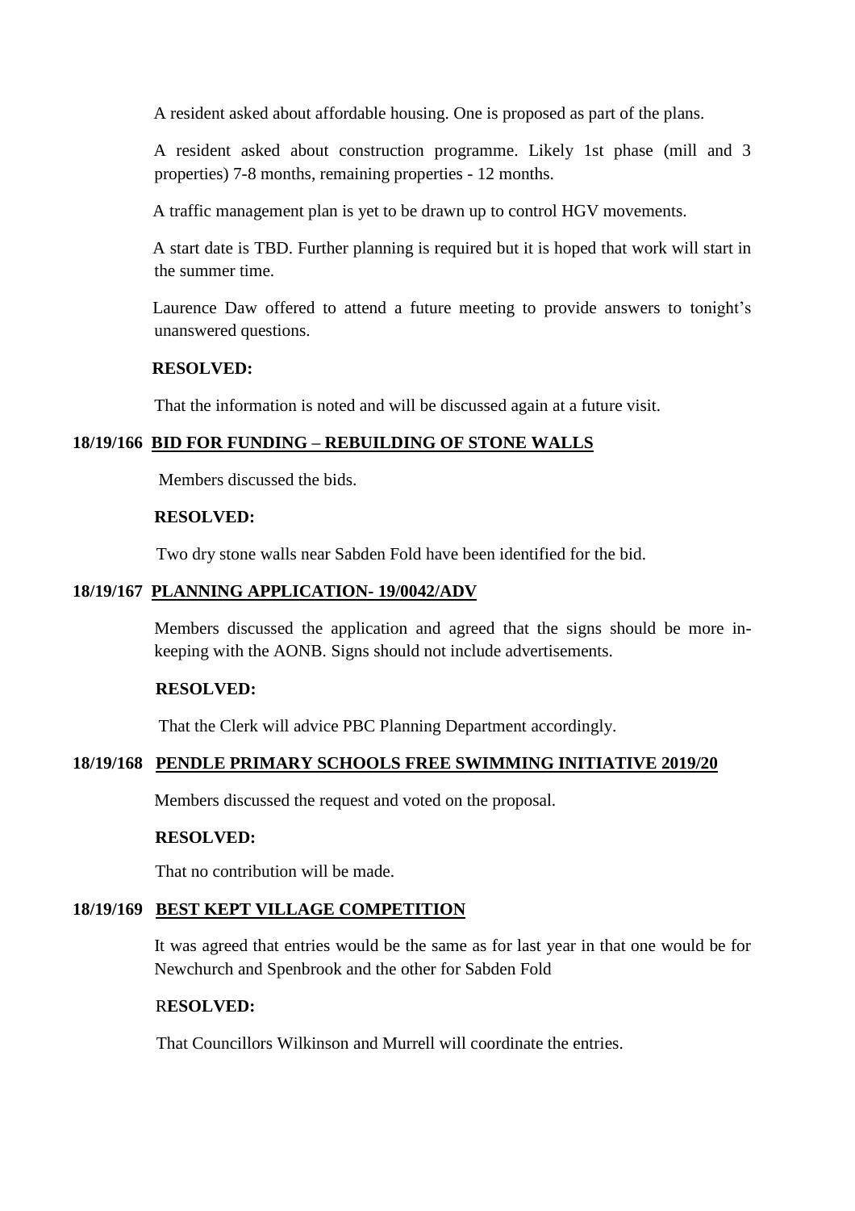A resident asked about affordable housing. One is proposed as part of the plans.

A resident asked about construction programme. Likely 1st phase (mill and 3 properties) 7-8 months, remaining properties - 12 months.

A traffic management plan is yet to be drawn up to control HGV movements.

A start date is TBD. Further planning is required but it is hoped that work will start in the summer time.

Laurence Daw offered to attend a future meeting to provide answers to tonight's unanswered questions.

**RESOLVED:**

That the information is noted and will be discussed again at a future visit.

**18/19/166 <u>BID FOR FUNDING – REBUILDING OF STONE WALLS</u>**

Members discussed the bids.

**RESOLVED:**

Two dry stone walls near Sabden Fold have been identified for the bid.

**18/19/167 <u>PLANNING APPLICATION- 19/0042/ADV</u>**

Members discussed the application and agreed that the signs should be more in-keeping with the AONB. Signs should not include advertisements.

**RESOLVED:**

That the Clerk will advice PBC Planning Department accordingly.

**18/19/168 <u>PENDLE PRIMARY SCHOOLS FREE SWIMMING INITIATIVE 2019/20</u>**

Members discussed the request and voted on the proposal.

**RESOLVED:**

That no contribution will be made.

**18/19/169 <u>BEST KEPT VILLAGE COMPETITION</u>**

It was agreed that entries would be the same as for last year in that one would be for Newchurch and Spenbrook and the other for Sabden Fold

R**ESOLVED:**

That Councillors Wilkinson and Murrell will coordinate the entries.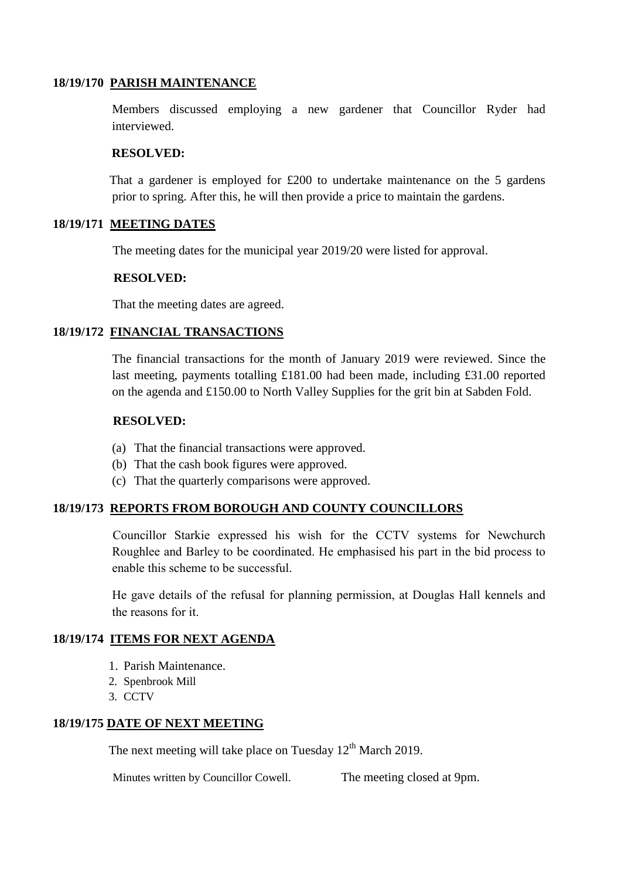**18/19/170 PARISH MAINTENANCE**

Members discussed employing a new gardener that Councillor Ryder had interviewed.

**RESOLVED:**

That a gardener is employed for £200 to undertake maintenance on the 5 gardens prior to spring. After this, he will then provide a price to maintain the gardens.

**18/19/171 MEETING DATES**

The meeting dates for the municipal year 2019/20 were listed for approval.

**RESOLVED:**

That the meeting dates are agreed.

**18/19/172 FINANCIAL TRANSACTIONS**

The financial transactions for the month of January 2019 were reviewed. Since the last meeting, payments totalling £181.00 had been made, including £31.00 reported on the agenda and £150.00 to North Valley Supplies for the grit bin at Sabden Fold.

**RESOLVED:**

(a) That the financial transactions were approved.
(b) That the cash book figures were approved.
(c) That the quarterly comparisons were approved.

**18/19/173 REPORTS FROM BOROUGH AND COUNTY COUNCILLORS**

Councillor Starkie expressed his wish for the CCTV systems for Newchurch Roughlee and Barley to be coordinated. He emphasised his part in the bid process to enable this scheme to be successful.

He gave details of the refusal for planning permission, at Douglas Hall kennels and the reasons for it.

**18/19/174 ITEMS FOR NEXT AGENDA**

1. Parish Maintenance.
2. Spenbrook Mill
3. CCTV

**18/19/175 DATE OF NEXT MEETING**

The next meeting will take place on Tuesday 12th March 2019.

Minutes written by Councillor Cowell. The meeting closed at 9pm.